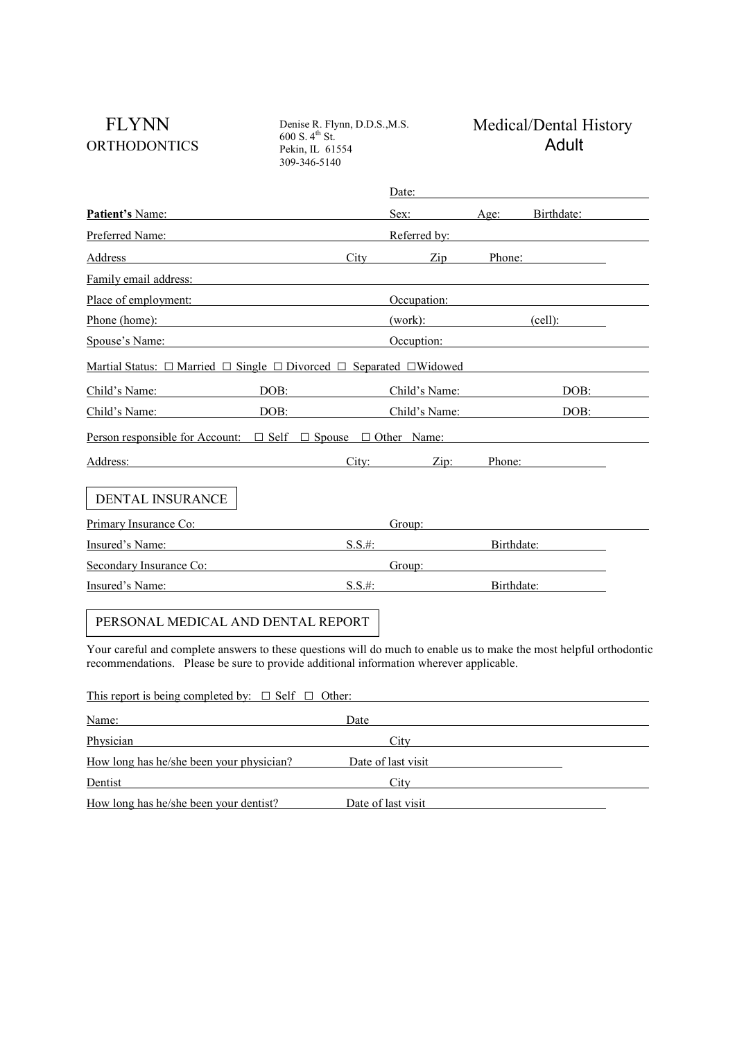FLYNN
ORTHODONTICS

Denise R. Flynn, D.D.S.,M.S.
600 S. 4th St.
Pekin, IL 61554
309-346-5140

# Medical/Dental History
## Adult

Date: ______________________

**Patient's** Name: ______________________ Sex: ______ Age: ______ Birthdate: ______________

Preferred Name: ______________________ Referred by: ______________________

Address ______________________ City ______________ Zip ______________ Phone: ______________

Family email address: ______________________

Place of employment: ______________________ Occupation: ______________________

Phone (home): ______________________ (work): ______________ (cell): ______________

Spouse's Name: ______________________ Occuption: ______________________

Martial Status: ☐ Married ☐ Single ☐ Divorced ☐ Separated ☐Widowed

Child's Name: ______________ DOB: ______________ Child's Name: ______________ DOB: ______________

Child's Name: ______________ DOB: ______________ Child's Name: ______________ DOB: ______________

Person responsible for Account: ☐ Self ☐ Spouse ☐ Other Name: ______________________

Address: ______________________ City: ______________ Zip: ______________ Phone: ______________

## DENTAL INSURANCE

Primary Insurance Co: ______________________ Group: ______________________

Insured's Name: ______________________ S.S.#: ______________ Birthdate: ______________

Secondary Insurance Co: ______________________ Group: ______________________

Insured's Name: ______________________ S.S.#: ______________ Birthdate: ______________

## PERSONAL MEDICAL AND DENTAL REPORT

Your careful and complete answers to these questions will do much to enable us to make the most helpful orthodontic recommendations. Please be sure to provide additional information wherever applicable.

This report is being completed by: ☐ Self ☐ Other: ______________________

Name: ______________________ Date ______________________

Physician ______________________ City ______________________

How long has he/she been your physician? ______________ Date of last visit ______________

Dentist ______________________ City ______________________

How long has he/she been your dentist? ______________ Date of last visit ______________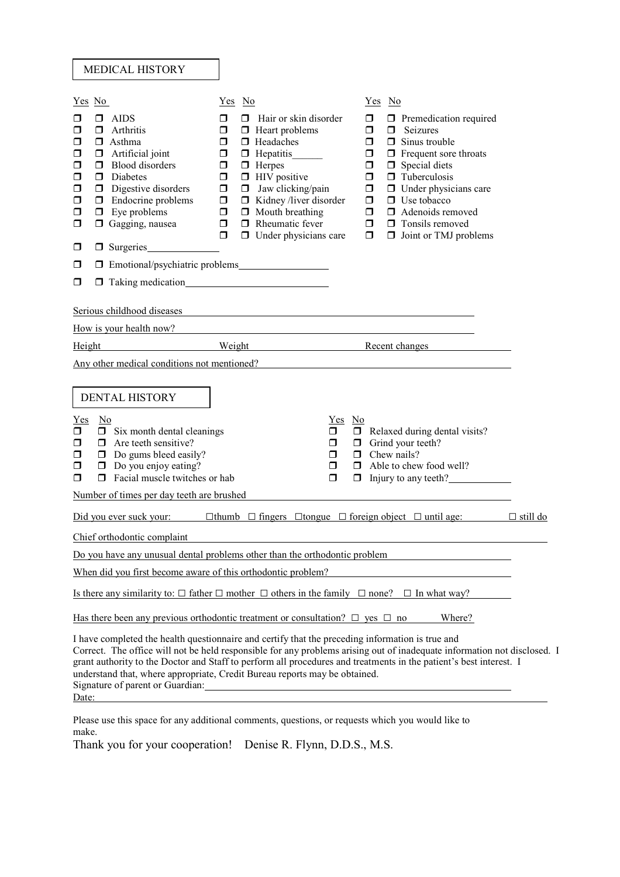## MEDICAL HISTORY

| Yes | No | | Yes | No | | Yes | No | |
|---|---|---|---|---|---|---|---|---|
| ❒ | ❒ | AIDS | ❒ | ❒ | Hair or skin disorder | ❒ | ❒ | Premedication required |
| ❒ | ❒ | Arthritis | ❒ | ❒ | Heart problems | ❒ | ❒ | Seizures |
| ❒ | ❒ | Asthma | ❒ | ❒ | Headaches | ❒ | ❒ | Sinus trouble |
| ❒ | ❒ | Artificial joint | ❒ | ❒ | Hepatitis______ | ❒ | ❒ | Frequent sore throats |
| ❒ | ❒ | Blood disorders | ❒ | ❒ | Herpes | ❒ | ❒ | Special diets |
| ❒ | ❒ | Diabetes | ❒ | ❒ | HIV positive | ❒ | ❒ | Tuberculosis |
| ❒ | ❒ | Digestive disorders | ❒ | ❒ | Jaw clicking/pain | ❒ | ❒ | Under physicians care |
| ❒ | ❒ | Endocrine problems | ❒ | ❒ | Kidney /liver disorder | ❒ | ❒ | Use tobacco |
| ❒ | ❒ | Eye problems | ❒ | ❒ | Mouth breathing | ❒ | ❒ | Adenoids removed |
| ❒ | ❒ | Gagging, nausea | ❒ | ❒ | Rheumatic fever | ❒ | ❒ | Tonsils removed |
| | | | ❒ | ❒ | Under physicians care | ❒ | ❒ | Joint or TMJ problems |

❒ ❒ Surgeries______________

❒ ❒ Emotional/psychiatric problems__________________

❒ ❒ Taking medication____________________________

Serious childhood diseases ______________________________________________

How is your health now? ______________________________________________

Height ______________ Weight ______________ Recent changes ______________

Any other medical conditions not mentioned? ______________________________________________

## DENTAL HISTORY

| Yes | No | | Yes | No | |
|---|---|---|---|---|---|
| ❒ | ❒ | Six month dental cleanings | ❒ | ❒ | Relaxed during dental visits? |
| ❒ | ❒ | Are teeth sensitive? | ❒ | ❒ | Grind your teeth? |
| ❒ | ❒ | Do gums bleed easily? | ❒ | ❒ | Chew nails? |
| ❒ | ❒ | Do you enjoy eating? | ❒ | ❒ | Able to chew food well? |
| ❒ | ❒ | Facial muscle twitches or hab | ❒ | ❒ | Injury to any teeth?____________ |

Number of times per day teeth are brushed ______________________________________________

Did you ever suck your: ☐thumb ☐ fingers ☐tongue ☐ foreign object ☐ until age: ________ ☐ still do

Chief orthodontic complaint ______________________________________________

Do you have any unusual dental problems other than the orthodontic problem ______________________

When did you first become aware of this orthodontic problem? ______________________

Is there any similarity to: ☐ father ☐ mother ☐ others in the family ☐ none? ☐ In what way? ________

Has there been any previous orthodontic treatment or consultation? ☐ yes ☐ no Where? ________

I have completed the health questionnaire and certify that the preceding information is true and Correct. The office will not be held responsible for any problems arising out of inadequate information not disclosed. I grant authority to the Doctor and Staff to perform all procedures and treatments in the patient's best interest. I understand that, where appropriate, Credit Bureau reports may be obtained.

Signature of parent or Guardian: ______________________________________________

Date: ______________________________________________

Please use this space for any additional comments, questions, or requests which you would like to make.

Thank you for your cooperation! Denise R. Flynn, D.D.S., M.S.